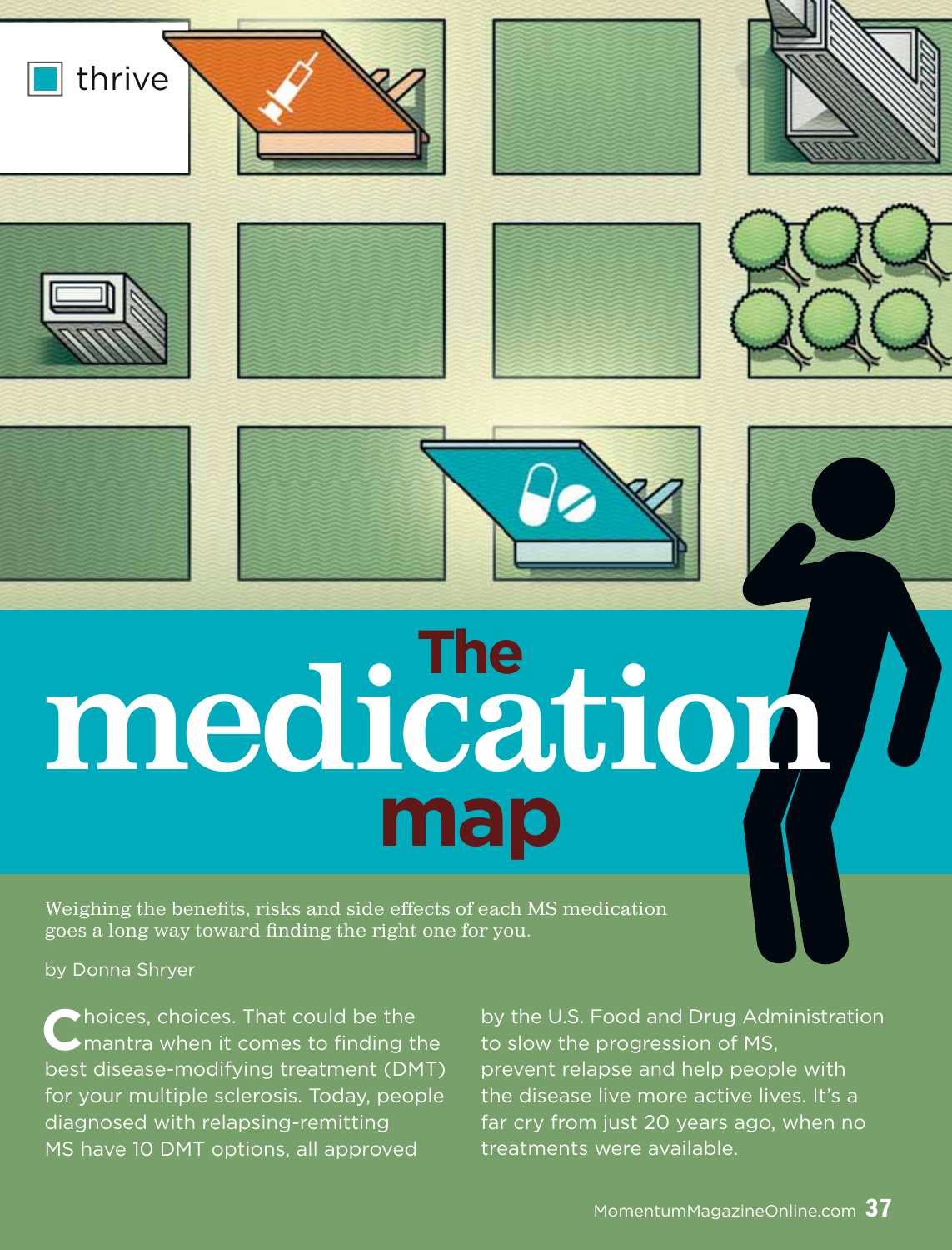thrive

# The medication map

Weighing the benefits, risks and side effects of each MS medication goes a long way toward finding the right one for you.

by Donna Shryer

Choices, choices. That could be the mantra when it comes to finding the best disease-modifying treatment (DMT) for your multiple sclerosis. Today, people diagnosed with relapsing-remitting MS have 10 DMT options, all approved by the U.S. Food and Drug Administration to slow the progression of MS, prevent relapse and help people with the disease live more active lives. It's a far cry from just 20 years ago, when no treatments were available.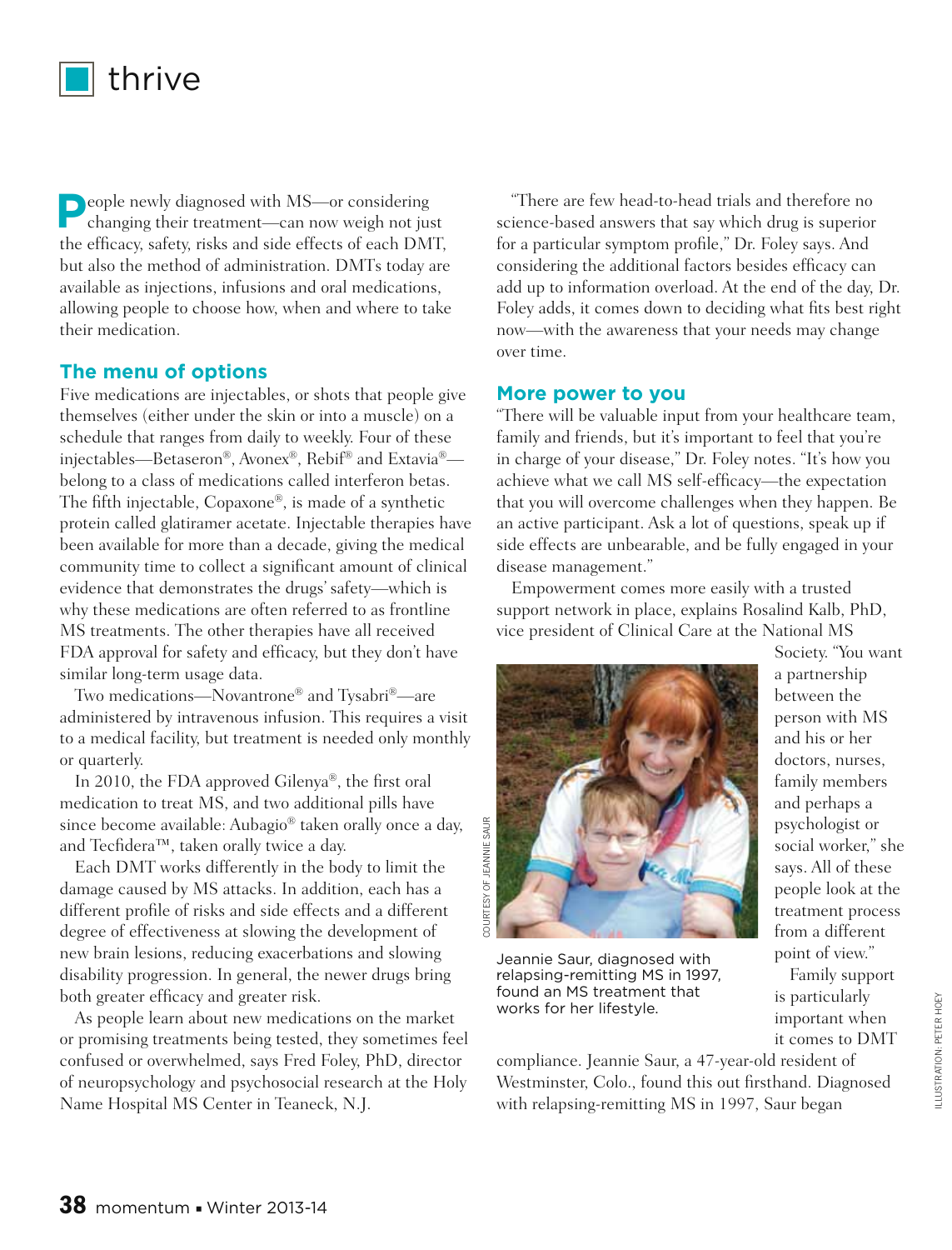People newly diagnosed with MS—or considering changing their treatment—can now weigh not just the efficacy, safety, risks and side effects of each DMT, but also the method of administration. DMTs today are available as injections, infusions and oral medications, allowing people to choose how, when and where to take their medication.

## The menu of options

Five medications are injectables, or shots that people give themselves (either under the skin or into a muscle) on a schedule that ranges from daily to weekly. Four of these injectables—Betaseron®, Avonex®, Rebif® and Extavia®—belong to a class of medications called interferon betas. The fifth injectable, Copaxone®, is made of a synthetic protein called glatiramer acetate. Injectable therapies have been available for more than a decade, giving the medical community time to collect a significant amount of clinical evidence that demonstrates the drugs' safety—which is why these medications are often referred to as frontline MS treatments. The other therapies have all received FDA approval for safety and efficacy, but they don't have similar long-term usage data.

Two medications—Novantrone® and Tysabri®—are administered by intravenous infusion. This requires a visit to a medical facility, but treatment is needed only monthly or quarterly.

In 2010, the FDA approved Gilenya®, the first oral medication to treat MS, and two additional pills have since become available: Aubagio® taken orally once a day, and Tecfidera™, taken orally twice a day.

Each DMT works differently in the body to limit the damage caused by MS attacks. In addition, each has a different profile of risks and side effects and a different degree of effectiveness at slowing the development of new brain lesions, reducing exacerbations and slowing disability progression. In general, the newer drugs bring both greater efficacy and greater risk.

As people learn about new medications on the market or promising treatments being tested, they sometimes feel confused or overwhelmed, says Fred Foley, PhD, director of neuropsychology and psychosocial research at the Holy Name Hospital MS Center in Teaneck, N.J.

"There are few head-to-head trials and therefore no science-based answers that say which drug is superior for a particular symptom profile," Dr. Foley says. And considering the additional factors besides efficacy can add up to information overload. At the end of the day, Dr. Foley adds, it comes down to deciding what fits best right now—with the awareness that your needs may change over time.

## More power to you

"There will be valuable input from your healthcare team, family and friends, but it's important to feel that you're in charge of your disease," Dr. Foley notes. "It's how you achieve what we call MS self-efficacy—the expectation that you will overcome challenges when they happen. Be an active participant. Ask a lot of questions, speak up if side effects are unbearable, and be fully engaged in your disease management."

Empowerment comes more easily with a trusted support network in place, explains Rosalind Kalb, PhD, vice president of Clinical Care at the National MS Society. "You want a partnership between the person with MS and his or her doctors, nurses, family members and perhaps a psychologist or social worker," she says. All of these people look at the treatment process from a different point of view."

COURTESY OF JEANNIE SAUR

Jeannie Saur, diagnosed with relapsing-remitting MS in 1997, found an MS treatment that works for her lifestyle.

Family support is particularly important when it comes to DMT compliance. Jeannie Saur, a 47-year-old resident of Westminster, Colo., found this out firsthand. Diagnosed with relapsing-remitting MS in 1997, Saur began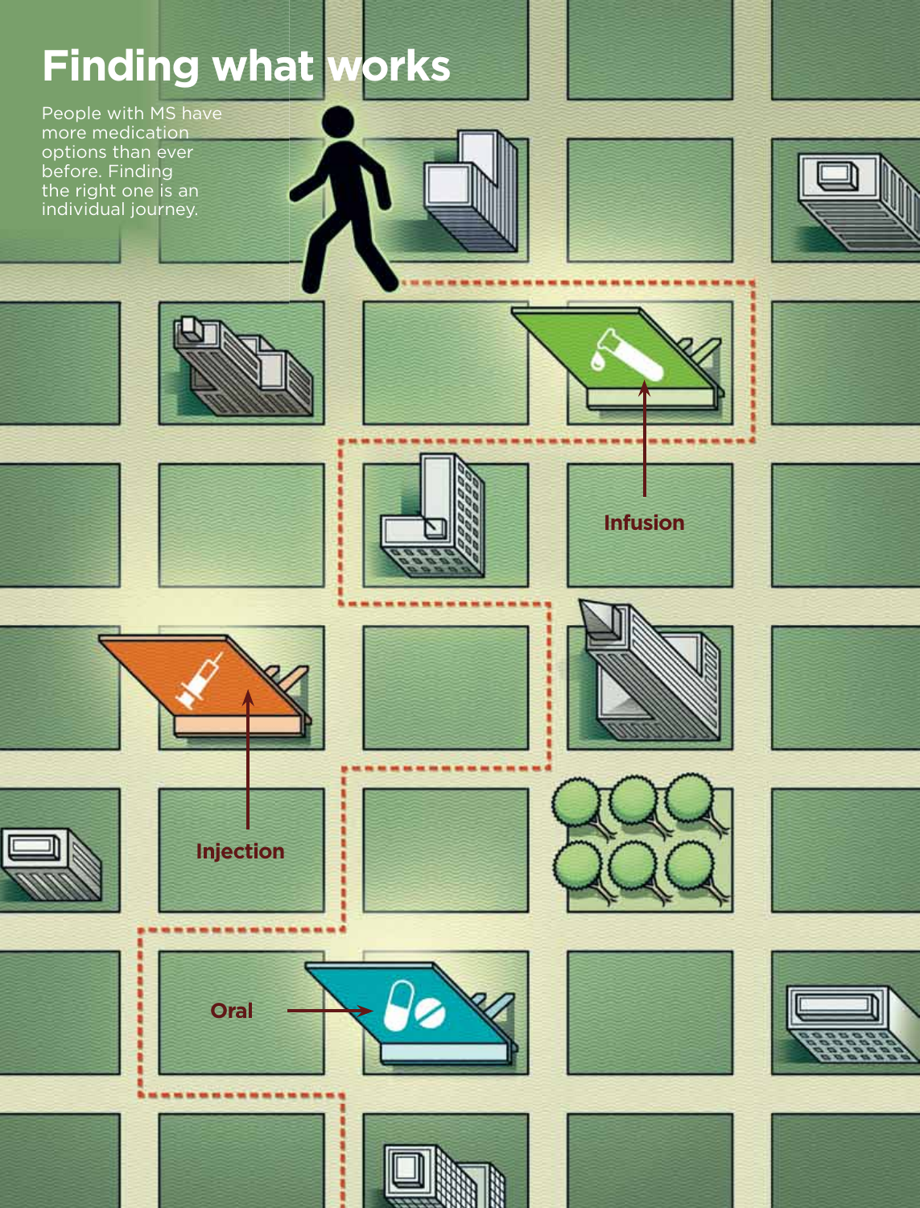# Finding what works

People with MS have more medication options than ever before. Finding the right one is an individual journey.

Infusion

Injection

Oral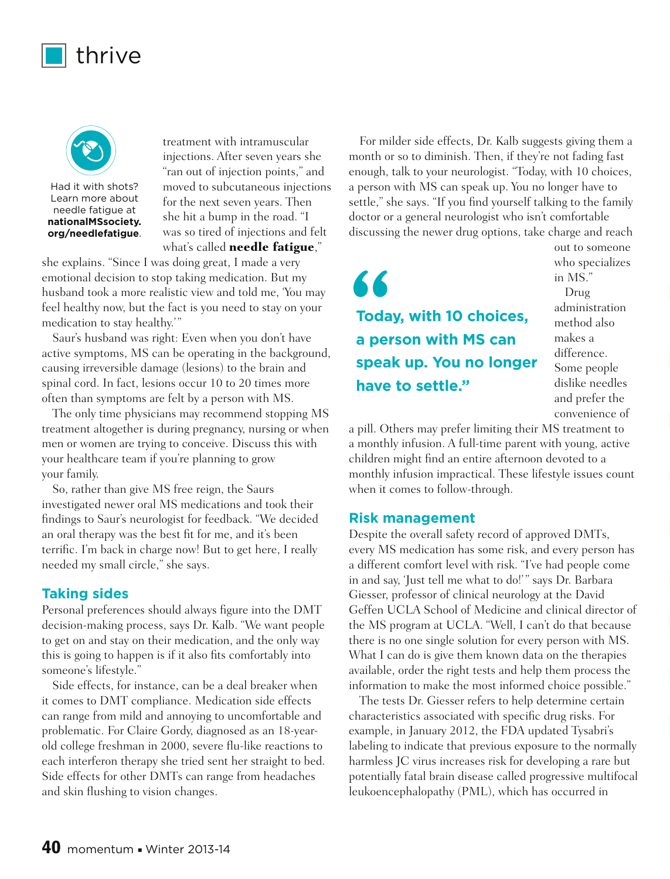Had it with shots? Learn more about needle fatigue at **nationalMSsociety.org/needlefatigue**.

treatment with intramuscular injections. After seven years she "ran out of injection points," and moved to subcutaneous injections for the next seven years. Then she hit a bump in the road. "I was so tired of injections and felt what's called **needle fatigue**," she explains. "Since I was doing great, I made a very emotional decision to stop taking medication. But my husband took a more realistic view and told me, 'You may feel healthy now, but the fact is you need to stay on your medication to stay healthy.'"

Saur's husband was right: Even when you don't have active symptoms, MS can be operating in the background, causing irreversible damage (lesions) to the brain and spinal cord. In fact, lesions occur 10 to 20 times more often than symptoms are felt by a person with MS.

The only time physicians may recommend stopping MS treatment altogether is during pregnancy, nursing or when men or women are trying to conceive. Discuss this with your healthcare team if you're planning to grow your family.

So, rather than give MS free reign, the Saurs investigated newer oral MS medications and took their findings to Saur's neurologist for feedback. "We decided an oral therapy was the best fit for me, and it's been terrific. I'm back in charge now! But to get here, I really needed my small circle," she says.

## Taking sides

Personal preferences should always figure into the DMT decision-making process, says Dr. Kalb. "We want people to get on and stay on their medication, and the only way this is going to happen is if it also fits comfortably into someone's lifestyle."

Side effects, for instance, can be a deal breaker when it comes to DMT compliance. Medication side effects can range from mild and annoying to uncomfortable and problematic. For Claire Gordy, diagnosed as an 18-year-old college freshman in 2000, severe flu-like reactions to each interferon therapy she tried sent her straight to bed. Side effects for other DMTs can range from headaches and skin flushing to vision changes.

For milder side effects, Dr. Kalb suggests giving them a month or so to diminish. Then, if they're not fading fast enough, talk to your neurologist. "Today, with 10 choices, a person with MS can speak up. You no longer have to settle," she says. "If you find yourself talking to the family doctor or a general neurologist who isn't comfortable discussing the newer drug options, take charge and reach out to someone who specializes in MS."

> **"Today, with 10 choices, a person with MS can speak up. You no longer have to settle."**

Drug administration method also makes a difference. Some people dislike needles and prefer the convenience of a pill. Others may prefer limiting their MS treatment to a monthly infusion. A full-time parent with young, active children might find an entire afternoon devoted to a monthly infusion impractical. These lifestyle issues count when it comes to follow-through.

## Risk management

Despite the overall safety record of approved DMTs, every MS medication has some risk, and every person has a different comfort level with risk. "I've had people come in and say, 'Just tell me what to do!'" says Dr. Barbara Giesser, professor of clinical neurology at the David Geffen UCLA School of Medicine and clinical director of the MS program at UCLA. "Well, I can't do that because there is no one single solution for every person with MS. What I can do is give them known data on the therapies available, order the right tests and help them process the information to make the most informed choice possible."

The tests Dr. Giesser refers to help determine certain characteristics associated with specific drug risks. For example, in January 2012, the FDA updated Tysabri's labeling to indicate that previous exposure to the normally harmless JC virus increases risk for developing a rare but potentially fatal brain disease called progressive multifocal leukoencephalopathy (PML), which has occurred in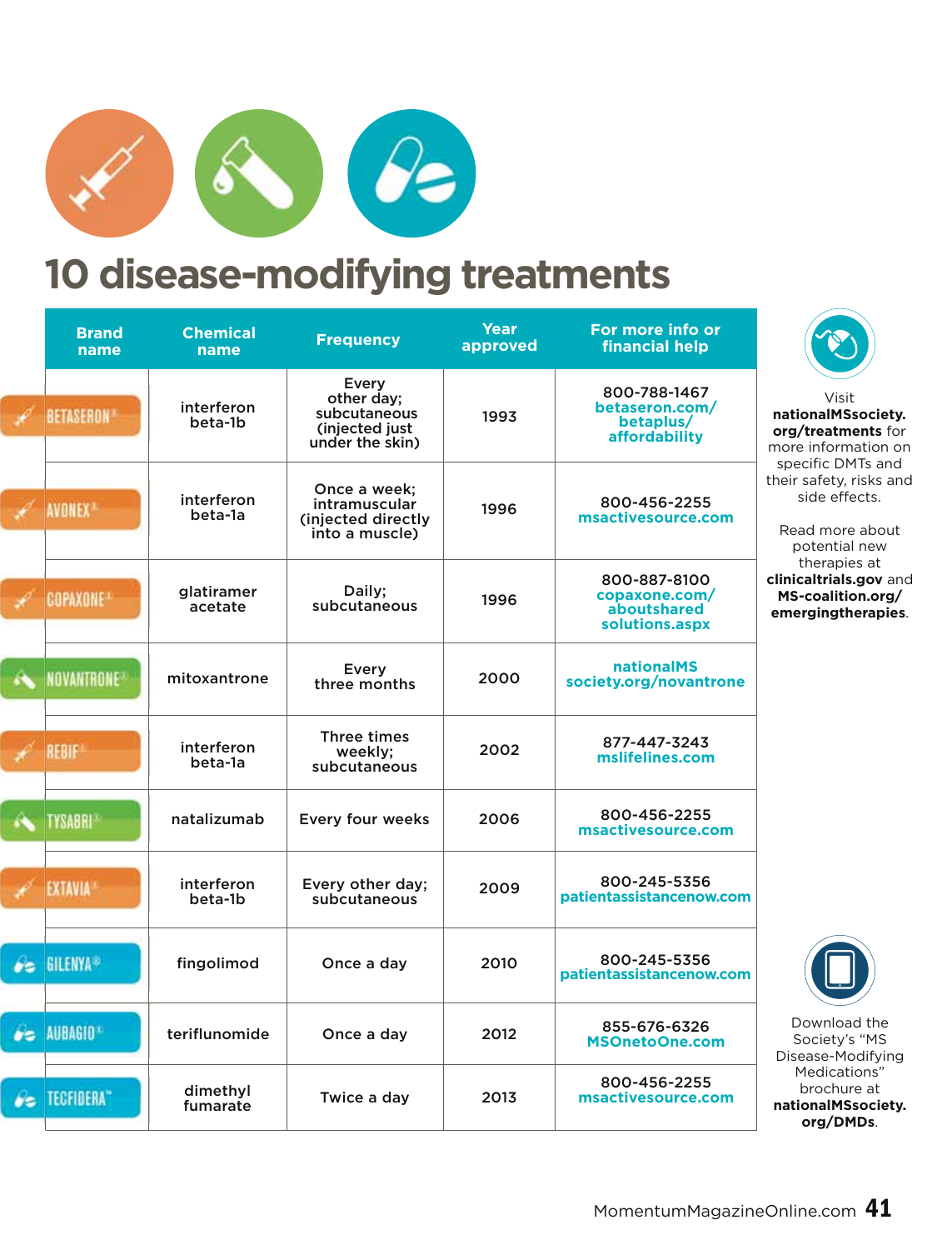# 10 disease-modifying treatments

| Brand name | Chemical name | Frequency | Year approved | For more info or financial help |
|---|---|---|---|---|
| BETASERON® | interferon beta-1b | Every other day; subcutaneous (injected just under the skin) | 1993 | 800-788-1467 betaseron.com/betaplus/affordability |
| AVONEX® | interferon beta-1a | Once a week; intramuscular (injected directly into a muscle) | 1996 | 800-456-2255 msactivesource.com |
| COPAXONE® | glatiramer acetate | Daily; subcutaneous | 1996 | 800-887-8100 copaxone.com/aboutshared solutions.aspx |
| NOVANTRONE® | mitoxantrone | Every three months | 2000 | nationalMSsociety.org/novantrone |
| REBIF® | interferon beta-1a | Three times weekly; subcutaneous | 2002 | 877-447-3243 mslifelines.com |
| TYSABRI® | natalizumab | Every four weeks | 2006 | 800-456-2255 msactivesource.com |
| EXTAVIA® | interferon beta-1b | Every other day; subcutaneous | 2009 | 800-245-5356 patientassistancenow.com |
| GILENYA® | fingolimod | Once a day | 2010 | 800-245-5356 patientassistancenow.com |
| AUBAGIO® | teriflunomide | Once a day | 2012 | 855-676-6326 MSonetoOne.com |
| TECFIDERA™ | dimethyl fumarate | Twice a day | 2013 | 800-456-2255 msactivesource.com |

Visit **nationalMSsociety.org/treatments** for more information on specific DMTs and their safety, risks and side effects.

Read more about potential new therapies at **clinicaltrials.gov** and **MS-coalition.org/emergingtherapies**.

Download the Society's "MS Disease-Modifying Medications" brochure at **nationalMSsociety.org/DMDs**.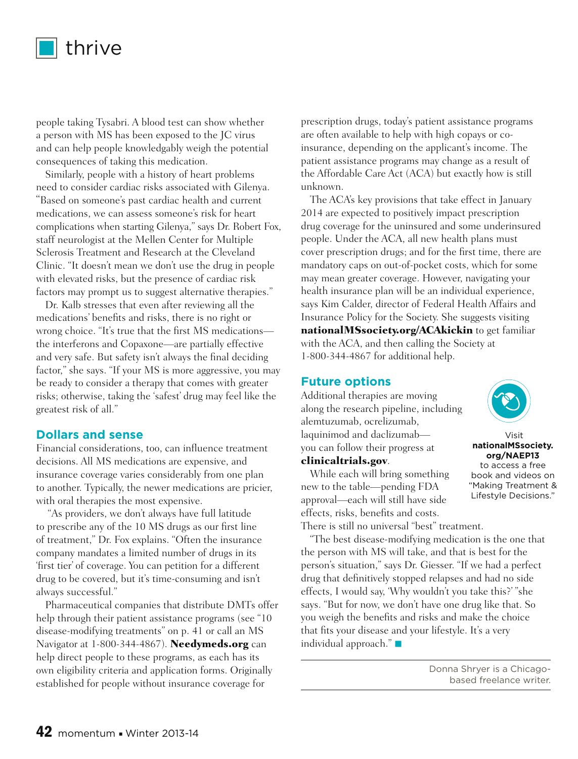people taking Tysabri. A blood test can show whether a person with MS has been exposed to the JC virus and can help people knowledgably weigh the potential consequences of taking this medication.

Similarly, people with a history of heart problems need to consider cardiac risks associated with Gilenya. "Based on someone's past cardiac health and current medications, we can assess someone's risk for heart complications when starting Gilenya," says Dr. Robert Fox, staff neurologist at the Mellen Center for Multiple Sclerosis Treatment and Research at the Cleveland Clinic. "It doesn't mean we don't use the drug in people with elevated risks, but the presence of cardiac risk factors may prompt us to suggest alternative therapies."

Dr. Kalb stresses that even after reviewing all the medications' benefits and risks, there is no right or wrong choice. "It's true that the first MS medications—the interferons and Copaxone—are partially effective and very safe. But safety isn't always the final deciding factor," she says. "If your MS is more aggressive, you may be ready to consider a therapy that comes with greater risks; otherwise, taking the 'safest' drug may feel like the greatest risk of all."

## Dollars and sense

Financial considerations, too, can influence treatment decisions. All MS medications are expensive, and insurance coverage varies considerably from one plan to another. Typically, the newer medications are pricier, with oral therapies the most expensive.

"As providers, we don't always have full latitude to prescribe any of the 10 MS drugs as our first line of treatment," Dr. Fox explains. "Often the insurance company mandates a limited number of drugs in its 'first tier' of coverage. You can petition for a different drug to be covered, but it's time-consuming and isn't always successful."

Pharmaceutical companies that distribute DMTs offer help through their patient assistance programs (see "10 disease-modifying treatments" on p. 41 or call an MS Navigator at 1-800-344-4867). **Needymeds.org** can help direct people to these programs, as each has its own eligibility criteria and application forms. Originally established for people without insurance coverage for prescription drugs, today's patient assistance programs are often available to help with high copays or co-insurance, depending on the applicant's income. The patient assistance programs may change as a result of the Affordable Care Act (ACA) but exactly how is still unknown.

The ACA's key provisions that take effect in January 2014 are expected to positively impact prescription drug coverage for the uninsured and some underinsured people. Under the ACA, all new health plans must cover prescription drugs; and for the first time, there are mandatory caps on out-of-pocket costs, which for some may mean greater coverage. However, navigating your health insurance plan will be an individual experience, says Kim Calder, director of Federal Health Affairs and Insurance Policy for the Society. She suggests visiting **nationalMSsociety.org/ACAkickin** to get familiar with the ACA, and then calling the Society at 1-800-344-4867 for additional help.

## Future options

Additional therapies are moving along the research pipeline, including alemtuzumab, ocrelizumab, laquinimod and daclizumab—you can follow their progress at **clinicaltrials.gov**.

While each will bring something new to the table—pending FDA approval—each will still have side effects, risks, benefits and costs. There is still no universal "best" treatment.

"The best disease-modifying medication is the one that the person with MS will take, and that is best for the person's situation," says Dr. Giesser. "If we had a perfect drug that definitively stopped relapses and had no side effects, I would say, 'Why wouldn't you take this?'" she says. "But for now, we don't have one drug like that. So you weigh the benefits and risks and make the choice that fits your disease and your lifestyle. It's a very individual approach."

Visit **nationalMSsociety.org/NAEP13** to access a free book and videos on "Making Treatment & Lifestyle Decisions."

*Donna Shryer is a Chicago-based freelance writer.*